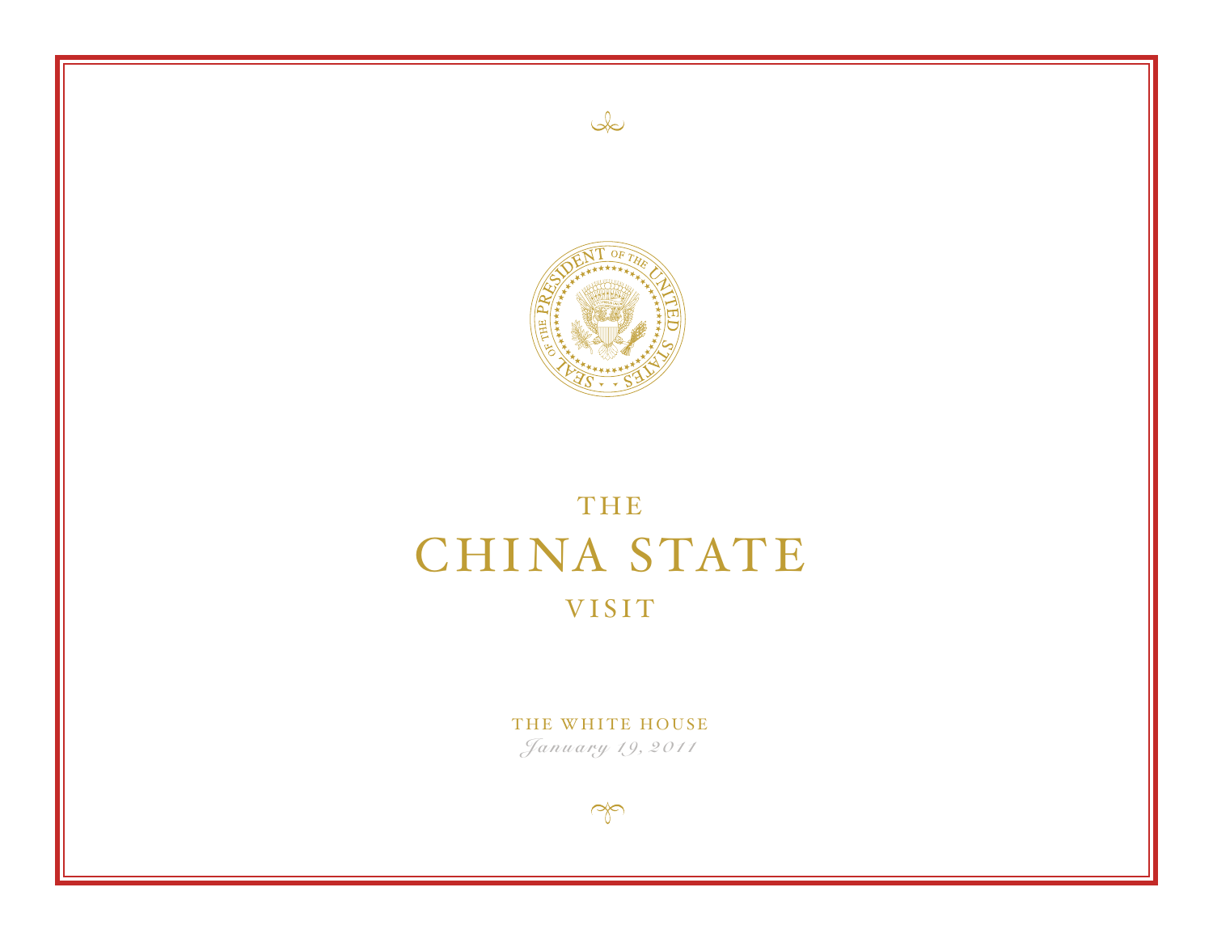# THE CHINA STATE VISIT

THE WHITE HOUSE

*January 19, 2011*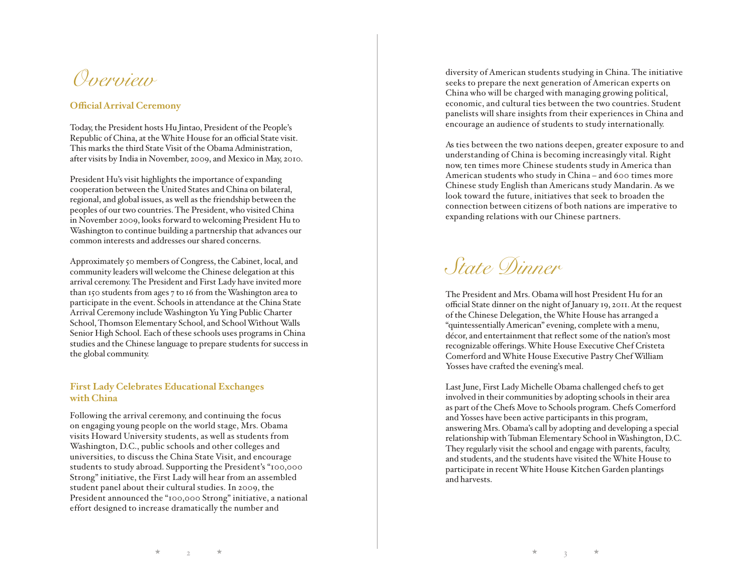# Overview

## Official Arrival Ceremony

Today, the President hosts Hu Jintao, President of the People's Republic of China, at the White House for an official State visit. This marks the third State Visit of the Obama Administration, after visits by India in November, 2009, and Mexico in May, 2010.

President Hu's visit highlights the importance of expanding cooperation between the United States and China on bilateral, regional, and global issues, as well as the friendship between the peoples of our two countries. The President, who visited China in November 2009, looks forward to welcoming President Hu to Washington to continue building a partnership that advances our common interests and addresses our shared concerns.

Approximately 50 members of Congress, the Cabinet, local, and community leaders will welcome the Chinese delegation at this arrival ceremony. The President and First Lady have invited more than 150 students from ages 7 to 16 from the Washington area to participate in the event. Schools in attendance at the China State Arrival Ceremony include Washington Yu Ying Public Charter School, Thomson Elementary School, and School Without Walls Senior High School. Each of these schools uses programs in China studies and the Chinese language to prepare students for success in the global community.

## First Lady Celebrates Educational Exchanges with China

Following the arrival ceremony, and continuing the focus on engaging young people on the world stage, Mrs. Obama visits Howard University students, as well as students from Washington, D.C., public schools and other colleges and universities, to discuss the China State Visit, and encourage students to study abroad. Supporting the President's "100,000 Strong" initiative, the First Lady will hear from an assembled student panel about their cultural studies. In 2009, the President announced the "100,000 Strong" initiative, a national effort designed to increase dramatically the number and diversity of American students studying in China. The initiative seeks to prepare the next generation of American experts on China who will be charged with managing growing political, economic, and cultural ties between the two countries. Student panelists will share insights from their experiences in China and encourage an audience of students to study internationally.

As ties between the two nations deepen, greater exposure to and understanding of China is becoming increasingly vital. Right now, ten times more Chinese students study in America than American students who study in China – and 600 times more Chinese study English than Americans study Mandarin. As we look toward the future, initiatives that seek to broaden the connection between citizens of both nations are imperative to expanding relations with our Chinese partners.

# State Dinner

The President and Mrs. Obama will host President Hu for an official State dinner on the night of January 19, 2011. At the request of the Chinese Delegation, the White House has arranged a "quintessentially American" evening, complete with a menu, décor, and entertainment that reflect some of the nation's most recognizable offerings. White House Executive Chef Cristeta Comerford and White House Executive Pastry Chef William Yosses have crafted the evening's meal.

Last June, First Lady Michelle Obama challenged chefs to get involved in their communities by adopting schools in their area as part of the Chefs Move to Schools program. Chefs Comerford and Yosses have been active participants in this program, answering Mrs. Obama's call by adopting and developing a special relationship with Tubman Elementary School in Washington, D.C. They regularly visit the school and engage with parents, faculty, and students, and the students have visited the White House to participate in recent White House Kitchen Garden plantings and harvests.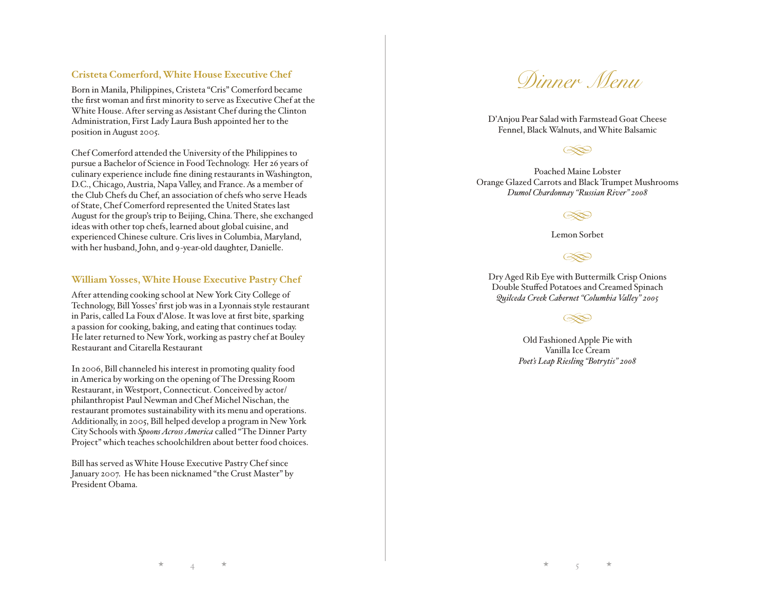## Cristeta Comerford, White House Executive Chef

Born in Manila, Philippines, Cristeta "Cris" Comerford became the first woman and first minority to serve as Executive Chef at the White House. After serving as Assistant Chef during the Clinton Administration, First Lady Laura Bush appointed her to the position in August 2005.

Chef Comerford attended the University of the Philippines to pursue a Bachelor of Science in Food Technology. Her 26 years of culinary experience include fine dining restaurants in Washington, D.C., Chicago, Austria, Napa Valley, and France. As a member of the Club Chefs du Chef, an association of chefs who serve Heads of State, Chef Comerford represented the United States last August for the group's trip to Beijing, China. There, she exchanged ideas with other top chefs, learned about global cuisine, and experienced Chinese culture. Cris lives in Columbia, Maryland, with her husband, John, and 9-year-old daughter, Danielle.

## William Yosses, White House Executive Pastry Chef

After attending cooking school at New York City College of Technology, Bill Yosses' first job was in a Lyonnais style restaurant in Paris, called La Foux d'Alose. It was love at first bite, sparking a passion for cooking, baking, and eating that continues today. He later returned to New York, working as pastry chef at Bouley Restaurant and Citarella Restaurant

In 2006, Bill channeled his interest in promoting quality food in America by working on the opening of The Dressing Room Restaurant, in Westport, Connecticut. Conceived by actor/philanthropist Paul Newman and Chef Michel Nischan, the restaurant promotes sustainability with its menu and operations. Additionally, in 2005, Bill helped develop a program in New York City Schools with *Spoons Across America* called "The Dinner Party Project" which teaches schoolchildren about better food choices.

Bill has served as White House Executive Pastry Chef since January 2007. He has been nicknamed "the Crust Master" by President Obama.

# Dinner Menu

D'Anjou Pear Salad with Farmstead Goat Cheese
Fennel, Black Walnuts, and White Balsamic

Poached Maine Lobster
Orange Glazed Carrots and Black Trumpet Mushrooms
*Dumol Chardonnay "Russian River" 2008*

Lemon Sorbet

Dry Aged Rib Eye with Buttermilk Crisp Onions
Double Stuffed Potatoes and Creamed Spinach
*Quilceda Creek Cabernet "Columbia Valley" 2005*

Old Fashioned Apple Pie with
Vanilla Ice Cream
*Poet's Leap Riesling "Botrytis" 2008*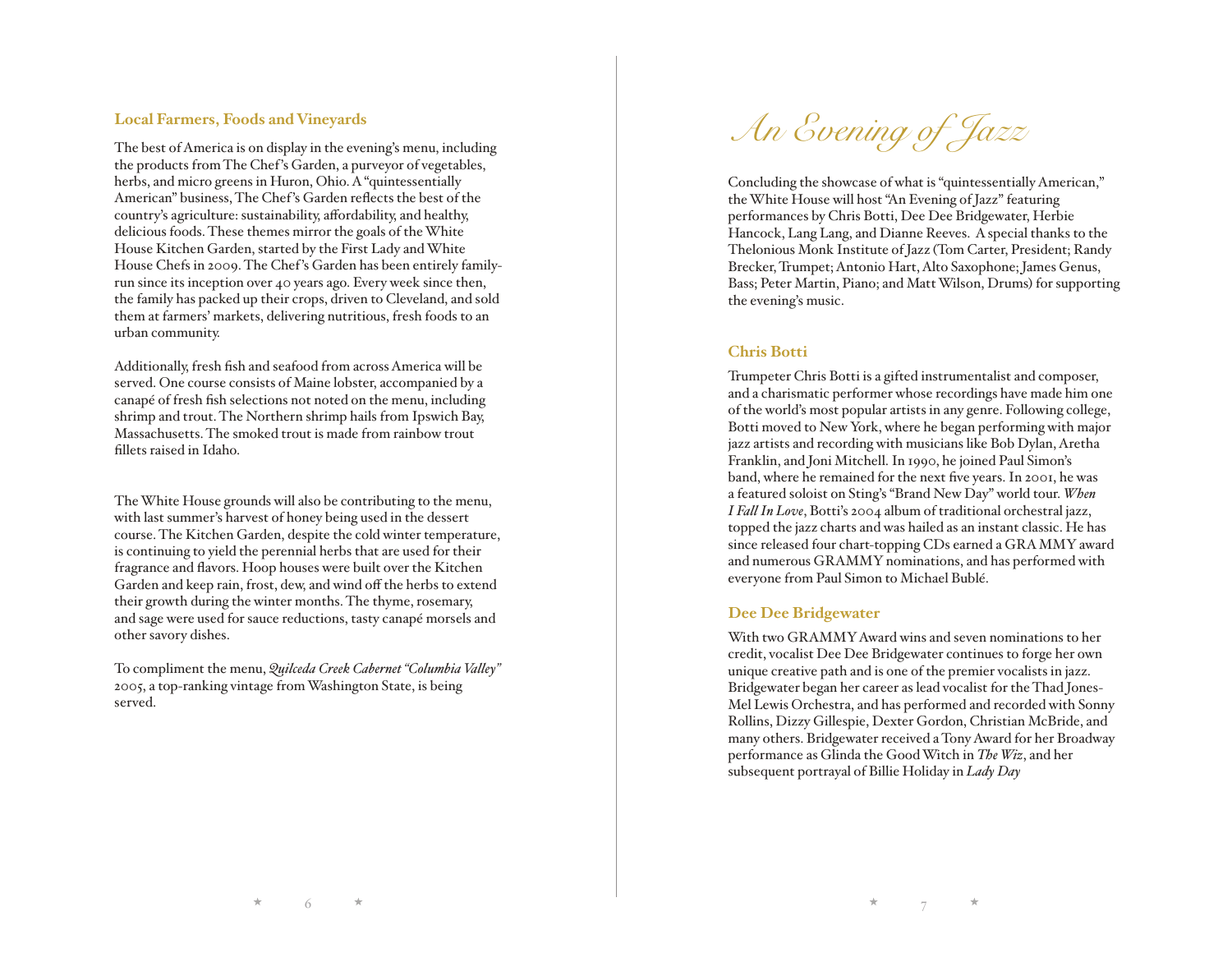## Local Farmers, Foods and Vineyards

The best of America is on display in the evening's menu, including the products from The Chef's Garden, a purveyor of vegetables, herbs, and micro greens in Huron, Ohio. A "quintessentially American" business, The Chef's Garden reflects the best of the country's agriculture: sustainability, affordability, and healthy, delicious foods. These themes mirror the goals of the White House Kitchen Garden, started by the First Lady and White House Chefs in 2009. The Chef's Garden has been entirely family-run since its inception over 40 years ago. Every week since then, the family has packed up their crops, driven to Cleveland, and sold them at farmers' markets, delivering nutritious, fresh foods to an urban community.

Additionally, fresh fish and seafood from across America will be served. One course consists of Maine lobster, accompanied by a canapé of fresh fish selections not noted on the menu, including shrimp and trout. The Northern shrimp hails from Ipswich Bay, Massachusetts. The smoked trout is made from rainbow trout fillets raised in Idaho.

The White House grounds will also be contributing to the menu, with last summer's harvest of honey being used in the dessert course. The Kitchen Garden, despite the cold winter temperature, is continuing to yield the perennial herbs that are used for their fragrance and flavors. Hoop houses were built over the Kitchen Garden and keep rain, frost, dew, and wind off the herbs to extend their growth during the winter months. The thyme, rosemary, and sage were used for sauce reductions, tasty canapé morsels and other savory dishes.

To compliment the menu, *Quilceda Creek Cabernet "Columbia Valley"* 2005, a top-ranking vintage from Washington State, is being served.

# *An Evening of Jazz*

Concluding the showcase of what is "quintessentially American," the White House will host "An Evening of Jazz" featuring performances by Chris Botti, Dee Dee Bridgewater, Herbie Hancock, Lang Lang, and Dianne Reeves. A special thanks to the Thelonious Monk Institute of Jazz (Tom Carter, President; Randy Brecker, Trumpet; Antonio Hart, Alto Saxophone; James Genus, Bass; Peter Martin, Piano; and Matt Wilson, Drums) for supporting the evening's music.

## Chris Botti

Trumpeter Chris Botti is a gifted instrumentalist and composer, and a charismatic performer whose recordings have made him one of the world's most popular artists in any genre. Following college, Botti moved to New York, where he began performing with major jazz artists and recording with musicians like Bob Dylan, Aretha Franklin, and Joni Mitchell. In 1990, he joined Paul Simon's band, where he remained for the next five years. In 2001, he was a featured soloist on Sting's "Brand New Day" world tour. *When I Fall In Love*, Botti's 2004 album of traditional orchestral jazz, topped the jazz charts and was hailed as an instant classic. He has since released four chart-topping CDs earned a GRAMMY award and numerous GRAMMY nominations, and has performed with everyone from Paul Simon to Michael Bublé.

## Dee Dee Bridgewater

With two GRAMMY Award wins and seven nominations to her credit, vocalist Dee Dee Bridgewater continues to forge her own unique creative path and is one of the premier vocalists in jazz. Bridgewater began her career as lead vocalist for the Thad Jones-Mel Lewis Orchestra, and has performed and recorded with Sonny Rollins, Dizzy Gillespie, Dexter Gordon, Christian McBride, and many others. Bridgewater received a Tony Award for her Broadway performance as Glinda the Good Witch in *The Wiz*, and her subsequent portrayal of Billie Holiday in *Lady Day*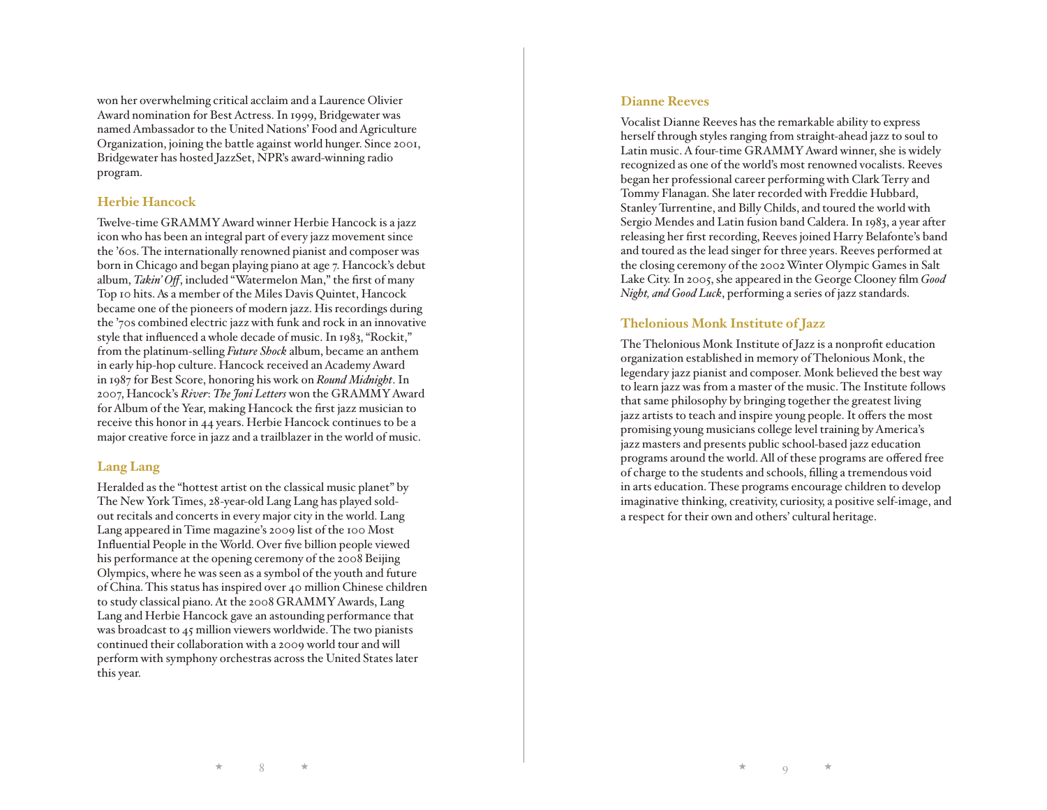won her overwhelming critical acclaim and a Laurence Olivier Award nomination for Best Actress. In 1999, Bridgewater was named Ambassador to the United Nations' Food and Agriculture Organization, joining the battle against world hunger. Since 2001, Bridgewater has hosted JazzSet, NPR's award-winning radio program.

## Herbie Hancock

Twelve-time GRAMMY Award winner Herbie Hancock is a jazz icon who has been an integral part of every jazz movement since the '60s. The internationally renowned pianist and composer was born in Chicago and began playing piano at age 7. Hancock's debut album, *Takin' Off*, included "Watermelon Man," the first of many Top 10 hits. As a member of the Miles Davis Quintet, Hancock became one of the pioneers of modern jazz. His recordings during the '70s combined electric jazz with funk and rock in an innovative style that influenced a whole decade of music. In 1983, "Rockit," from the platinum-selling *Future Shock* album, became an anthem in early hip-hop culture. Hancock received an Academy Award in 1987 for Best Score, honoring his work on *Round Midnight*. In 2007, Hancock's *River*: *The Joni Letters* won the GRAMMY Award for Album of the Year, making Hancock the first jazz musician to receive this honor in 44 years. Herbie Hancock continues to be a major creative force in jazz and a trailblazer in the world of music.

## Lang Lang

Heralded as the "hottest artist on the classical music planet" by The New York Times, 28-year-old Lang Lang has played sold-out recitals and concerts in every major city in the world. Lang Lang appeared in Time magazine's 2009 list of the 100 Most Influential People in the World. Over five billion people viewed his performance at the opening ceremony of the 2008 Beijing Olympics, where he was seen as a symbol of the youth and future of China. This status has inspired over 40 million Chinese children to study classical piano. At the 2008 GRAMMY Awards, Lang Lang and Herbie Hancock gave an astounding performance that was broadcast to 45 million viewers worldwide. The two pianists continued their collaboration with a 2009 world tour and will perform with symphony orchestras across the United States later this year.

## Dianne Reeves

Vocalist Dianne Reeves has the remarkable ability to express herself through styles ranging from straight-ahead jazz to soul to Latin music. A four-time GRAMMY Award winner, she is widely recognized as one of the world's most renowned vocalists. Reeves began her professional career performing with Clark Terry and Tommy Flanagan. She later recorded with Freddie Hubbard, Stanley Turrentine, and Billy Childs, and toured the world with Sergio Mendes and Latin fusion band Caldera. In 1983, a year after releasing her first recording, Reeves joined Harry Belafonte's band and toured as the lead singer for three years. Reeves performed at the closing ceremony of the 2002 Winter Olympic Games in Salt Lake City. In 2005, she appeared in the George Clooney film *Good Night, and Good Luck*, performing a series of jazz standards.

## Thelonious Monk Institute of Jazz

The Thelonious Monk Institute of Jazz is a nonprofit education organization established in memory of Thelonious Monk, the legendary jazz pianist and composer. Monk believed the best way to learn jazz was from a master of the music. The Institute follows that same philosophy by bringing together the greatest living jazz artists to teach and inspire young people. It offers the most promising young musicians college level training by America's jazz masters and presents public school-based jazz education programs around the world. All of these programs are offered free of charge to the students and schools, filling a tremendous void in arts education. These programs encourage children to develop imaginative thinking, creativity, curiosity, a positive self-image, and a respect for their own and others' cultural heritage.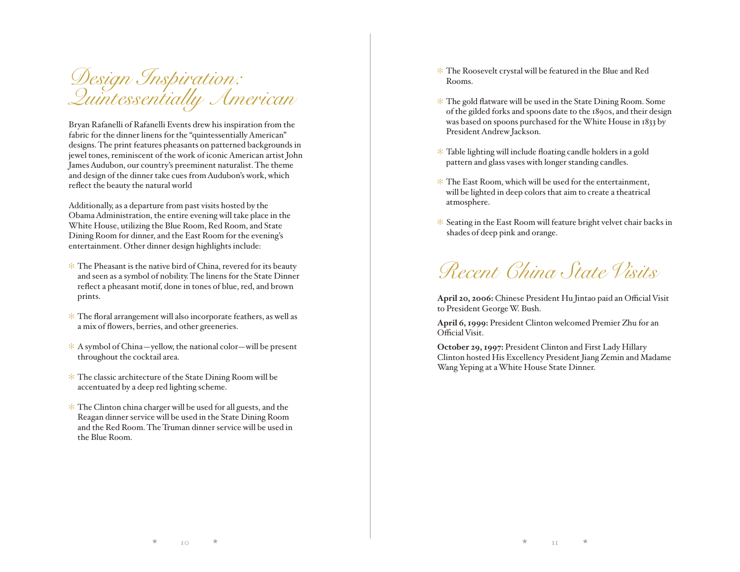# Design Inspiration: Quintessentially American

Bryan Rafanelli of Rafanelli Events drew his inspiration from the fabric for the dinner linens for the "quintessentially American" designs. The print features pheasants on patterned backgrounds in jewel tones, reminiscent of the work of iconic American artist John James Audubon, our country's preeminent naturalist. The theme and design of the dinner take cues from Audubon's work, which reflect the beauty the natural world

Additionally, as a departure from past visits hosted by the Obama Administration, the entire evening will take place in the White House, utilizing the Blue Room, Red Room, and State Dining Room for dinner, and the East Room for the evening's entertainment. Other dinner design highlights include:

- The Pheasant is the native bird of China, revered for its beauty and seen as a symbol of nobility. The linens for the State Dinner reflect a pheasant motif, done in tones of blue, red, and brown prints.
- The floral arrangement will also incorporate feathers, as well as a mix of flowers, berries, and other greeneries.
- A symbol of China—yellow, the national color—will be present throughout the cocktail area.
- The classic architecture of the State Dining Room will be accentuated by a deep red lighting scheme.
- The Clinton china charger will be used for all guests, and the Reagan dinner service will be used in the State Dining Room and the Red Room. The Truman dinner service will be used in the Blue Room.
- The Roosevelt crystal will be featured in the Blue and Red Rooms.
- The gold flatware will be used in the State Dining Room. Some of the gilded forks and spoons date to the 1890s, and their design was based on spoons purchased for the White House in 1833 by President Andrew Jackson.
- Table lighting will include floating candle holders in a gold pattern and glass vases with longer standing candles.
- The East Room, which will be used for the entertainment, will be lighted in deep colors that aim to create a theatrical atmosphere.
- Seating in the East Room will feature bright velvet chair backs in shades of deep pink and orange.

# Recent China State Visits

**April 20, 2006:** Chinese President Hu Jintao paid an Official Visit to President George W. Bush.

**April 6, 1999:** President Clinton welcomed Premier Zhu for an Official Visit.

**October 29, 1997:** President Clinton and First Lady Hillary Clinton hosted His Excellency President Jiang Zemin and Madame Wang Yeping at a White House State Dinner.